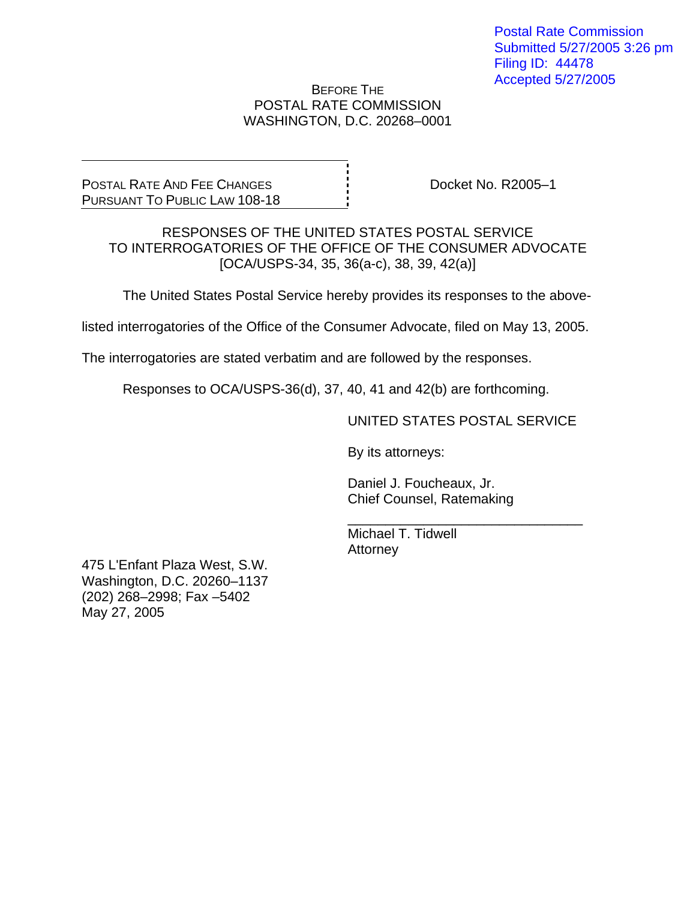Postal Rate Commission
Submitted 5/27/2005 3:26 pm
Filing ID: 44478
Accepted 5/27/2005

BEFORE THE
POSTAL RATE COMMISSION
WASHINGTON, D.C. 20268–0001

POSTAL RATE AND FEE CHANGES
PURSUANT TO PUBLIC LAW 108-18

Docket No. R2005–1

RESPONSES OF THE UNITED STATES POSTAL SERVICE
TO INTERROGATORIES OF THE OFFICE OF THE CONSUMER ADVOCATE
[OCA/USPS-34, 35, 36(a-c), 38, 39, 42(a)]

The United States Postal Service hereby provides its responses to the above-listed interrogatories of the Office of the Consumer Advocate, filed on May 13, 2005. The interrogatories are stated verbatim and are followed by the responses.

Responses to OCA/USPS-36(d), 37, 40, 41 and 42(b) are forthcoming.

UNITED STATES POSTAL SERVICE

By its attorneys:

Daniel J. Foucheaux, Jr.
Chief Counsel, Ratemaking

\_\_\_\_\_\_\_\_\_\_\_\_\_\_\_\_\_\_\_\_\_\_\_\_\_\_\_\_\_\_\_\_
Michael T. Tidwell
Attorney

475 L'Enfant Plaza West, S.W.
Washington, D.C. 20260–1137
(202) 268–2998; Fax –5402
May 27, 2005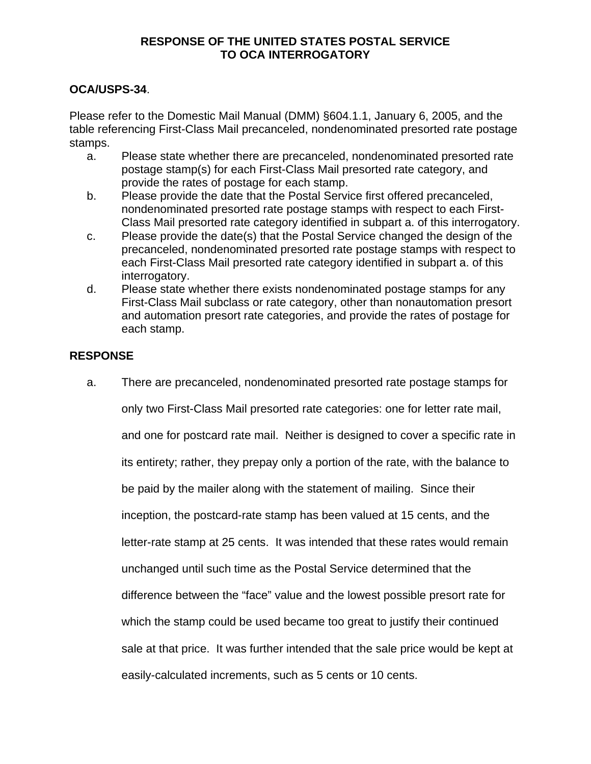**RESPONSE OF THE UNITED STATES POSTAL SERVICE TO OCA INTERROGATORY**

**OCA/USPS-34**.

Please refer to the Domestic Mail Manual (DMM) §604.1.1, January 6, 2005, and the table referencing First-Class Mail precanceled, nondenominated presorted rate postage stamps.

a. Please state whether there are precanceled, nondenominated presorted rate postage stamp(s) for each First-Class Mail presorted rate category, and provide the rates of postage for each stamp.

b. Please provide the date that the Postal Service first offered precanceled, nondenominated presorted rate postage stamps with respect to each First-Class Mail presorted rate category identified in subpart a. of this interrogatory.

c. Please provide the date(s) that the Postal Service changed the design of the precanceled, nondenominated presorted rate postage stamps with respect to each First-Class Mail presorted rate category identified in subpart a. of this interrogatory.

d. Please state whether there exists nondenominated postage stamps for any First-Class Mail subclass or rate category, other than nonautomation presort and automation presort rate categories, and provide the rates of postage for each stamp.

**RESPONSE**

a. There are precanceled, nondenominated presorted rate postage stamps for only two First-Class Mail presorted rate categories: one for letter rate mail, and one for postcard rate mail. Neither is designed to cover a specific rate in its entirety; rather, they prepay only a portion of the rate, with the balance to be paid by the mailer along with the statement of mailing. Since their inception, the postcard-rate stamp has been valued at 15 cents, and the letter-rate stamp at 25 cents. It was intended that these rates would remain unchanged until such time as the Postal Service determined that the difference between the "face" value and the lowest possible presort rate for which the stamp could be used became too great to justify their continued sale at that price. It was further intended that the sale price would be kept at easily-calculated increments, such as 5 cents or 10 cents.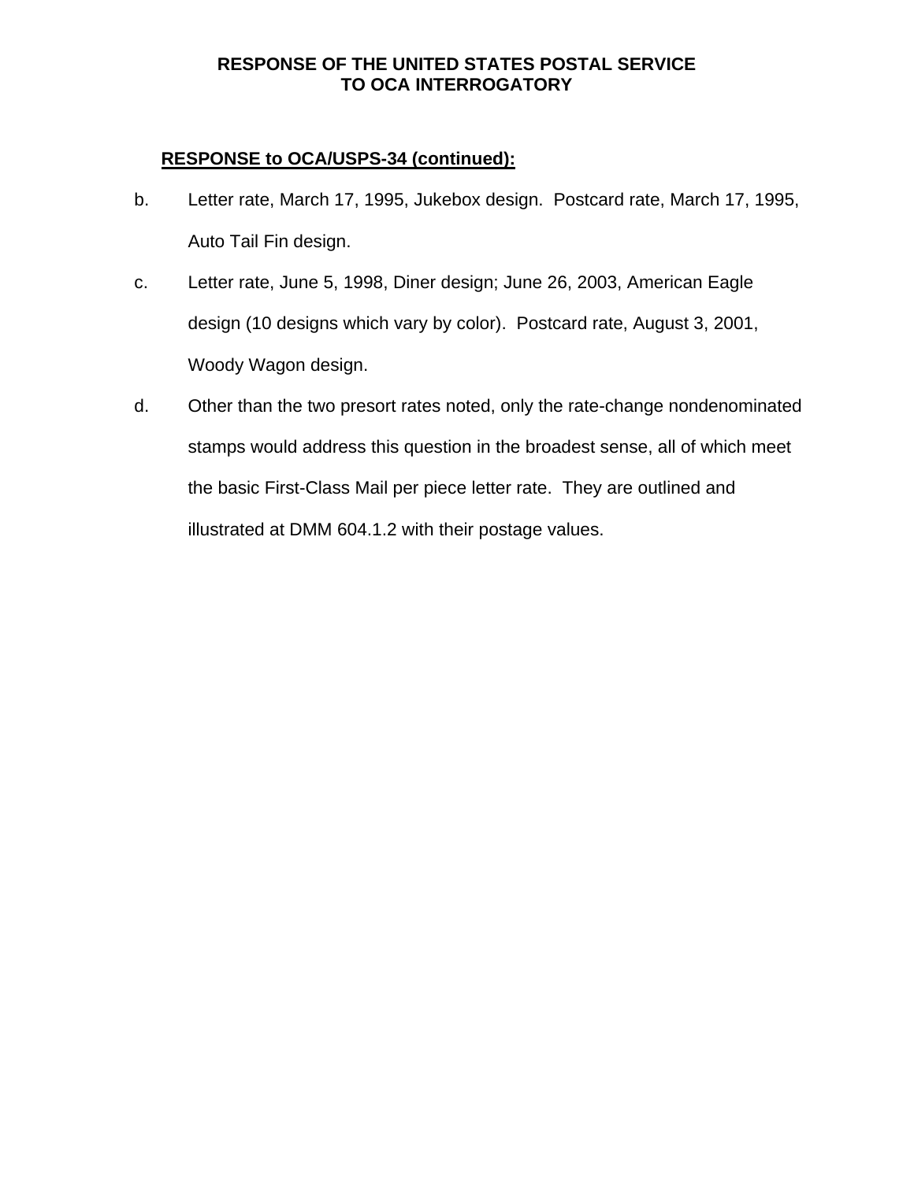**RESPONSE OF THE UNITED STATES POSTAL SERVICE TO OCA INTERROGATORY**

**RESPONSE to OCA/USPS-34 (continued):**

b. Letter rate, March 17, 1995, Jukebox design. Postcard rate, March 17, 1995, Auto Tail Fin design.

c. Letter rate, June 5, 1998, Diner design; June 26, 2003, American Eagle design (10 designs which vary by color). Postcard rate, August 3, 2001, Woody Wagon design.

d. Other than the two presort rates noted, only the rate-change nondenominated stamps would address this question in the broadest sense, all of which meet the basic First-Class Mail per piece letter rate. They are outlined and illustrated at DMM 604.1.2 with their postage values.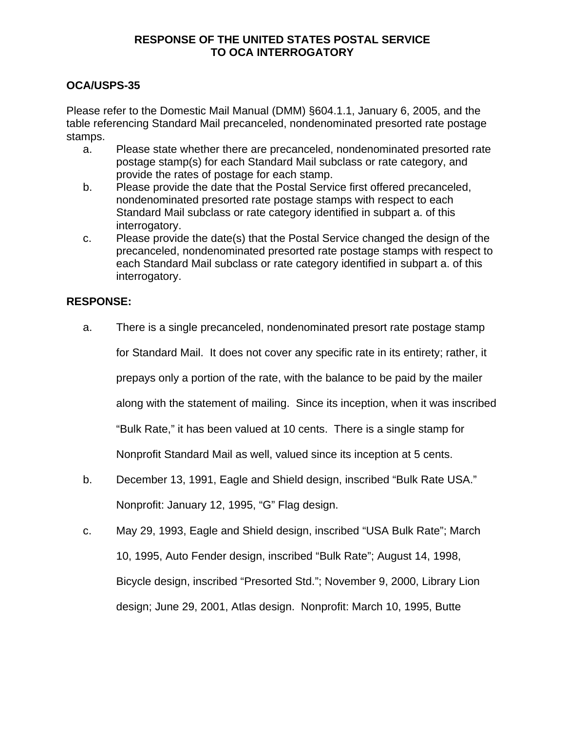**RESPONSE OF THE UNITED STATES POSTAL SERVICE TO OCA INTERROGATORY**

**OCA/USPS-35**

Please refer to the Domestic Mail Manual (DMM) §604.1.1, January 6, 2005, and the table referencing Standard Mail precanceled, nondenominated presorted rate postage stamps.

a. Please state whether there are precanceled, nondenominated presorted rate postage stamp(s) for each Standard Mail subclass or rate category, and provide the rates of postage for each stamp.

b. Please provide the date that the Postal Service first offered precanceled, nondenominated presorted rate postage stamps with respect to each Standard Mail subclass or rate category identified in subpart a. of this interrogatory.

c. Please provide the date(s) that the Postal Service changed the design of the precanceled, nondenominated presorted rate postage stamps with respect to each Standard Mail subclass or rate category identified in subpart a. of this interrogatory.

**RESPONSE:**

a. There is a single precanceled, nondenominated presort rate postage stamp for Standard Mail. It does not cover any specific rate in its entirety; rather, it prepays only a portion of the rate, with the balance to be paid by the mailer along with the statement of mailing. Since its inception, when it was inscribed "Bulk Rate," it has been valued at 10 cents. There is a single stamp for Nonprofit Standard Mail as well, valued since its inception at 5 cents.

b. December 13, 1991, Eagle and Shield design, inscribed "Bulk Rate USA." Nonprofit: January 12, 1995, "G" Flag design.

c. May 29, 1993, Eagle and Shield design, inscribed "USA Bulk Rate"; March 10, 1995, Auto Fender design, inscribed "Bulk Rate"; August 14, 1998, Bicycle design, inscribed "Presorted Std."; November 9, 2000, Library Lion design; June 29, 2001, Atlas design. Nonprofit: March 10, 1995, Butte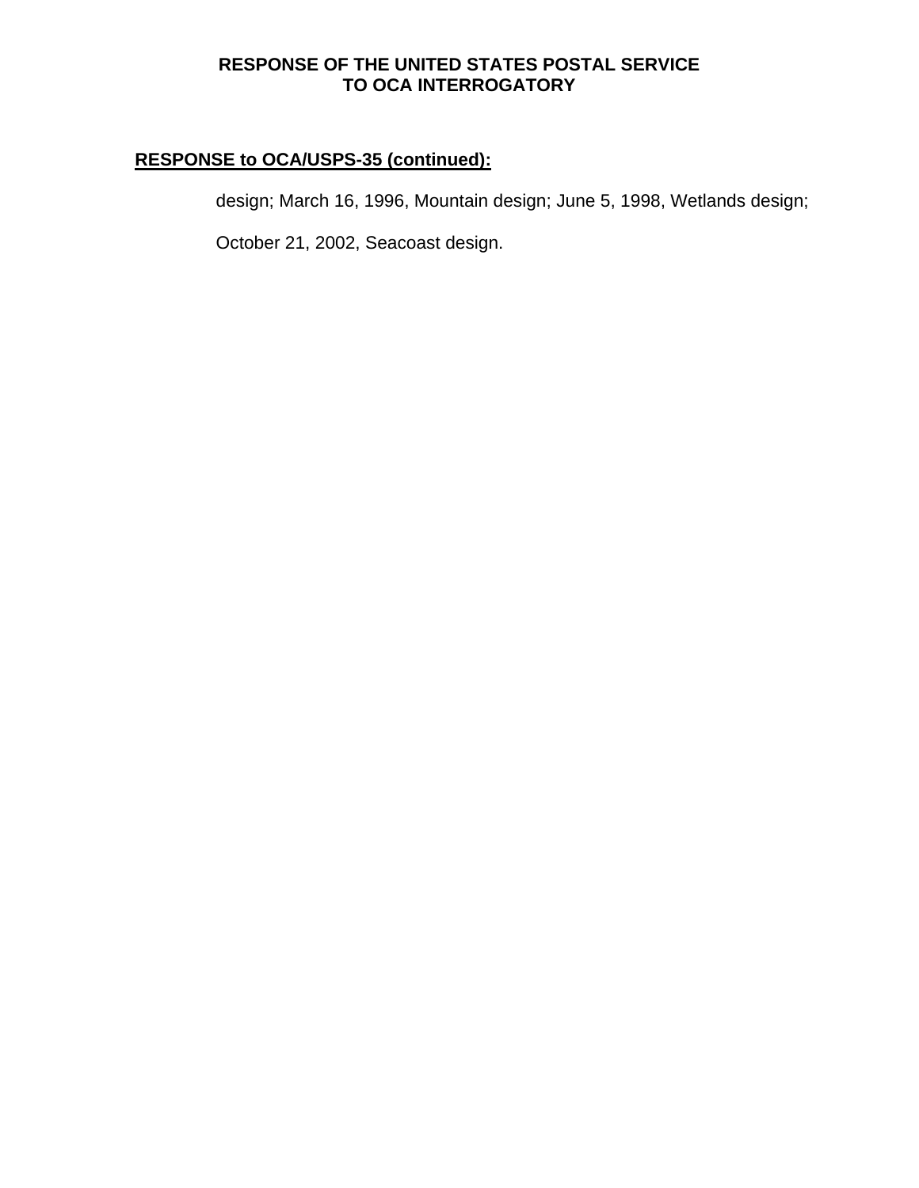**RESPONSE to OCA/USPS-35 (continued):**

design; March 16, 1996, Mountain design; June 5, 1998, Wetlands design; October 21, 2002, Seacoast design.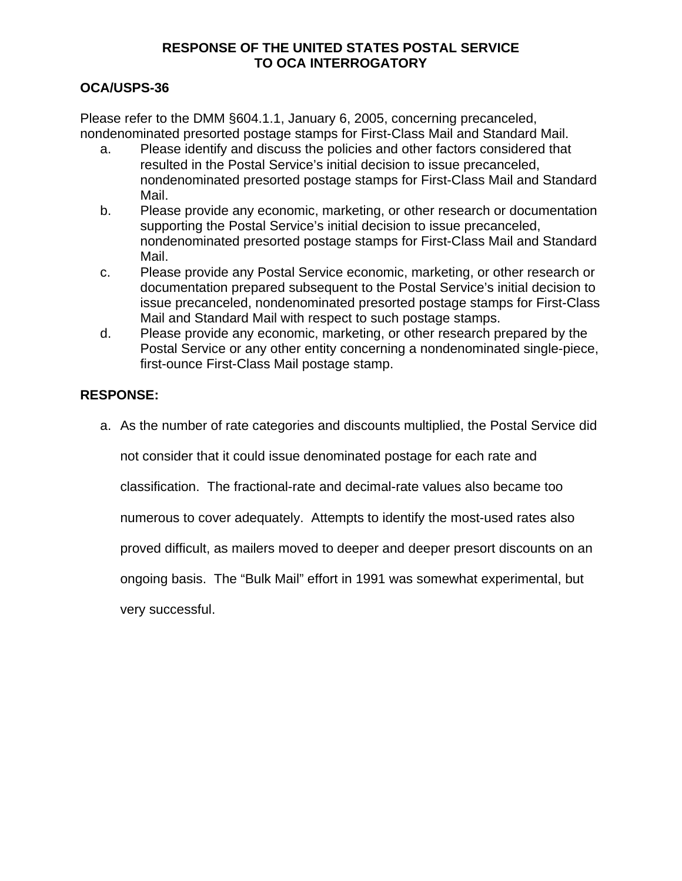**RESPONSE OF THE UNITED STATES POSTAL SERVICE**
**TO OCA INTERROGATORY**

**OCA/USPS-36**

Please refer to the DMM §604.1.1, January 6, 2005, concerning precanceled, nondenominated presorted postage stamps for First-Class Mail and Standard Mail.

a. Please identify and discuss the policies and other factors considered that resulted in the Postal Service's initial decision to issue precanceled, nondenominated presorted postage stamps for First-Class Mail and Standard Mail.
b. Please provide any economic, marketing, or other research or documentation supporting the Postal Service's initial decision to issue precanceled, nondenominated presorted postage stamps for First-Class Mail and Standard Mail.
c. Please provide any Postal Service economic, marketing, or other research or documentation prepared subsequent to the Postal Service's initial decision to issue precanceled, nondenominated presorted postage stamps for First-Class Mail and Standard Mail with respect to such postage stamps.
d. Please provide any economic, marketing, or other research prepared by the Postal Service or any other entity concerning a nondenominated single-piece, first-ounce First-Class Mail postage stamp.

**RESPONSE:**

a. As the number of rate categories and discounts multiplied, the Postal Service did not consider that it could issue denominated postage for each rate and classification. The fractional-rate and decimal-rate values also became too numerous to cover adequately. Attempts to identify the most-used rates also proved difficult, as mailers moved to deeper and deeper presort discounts on an ongoing basis. The "Bulk Mail" effort in 1991 was somewhat experimental, but very successful.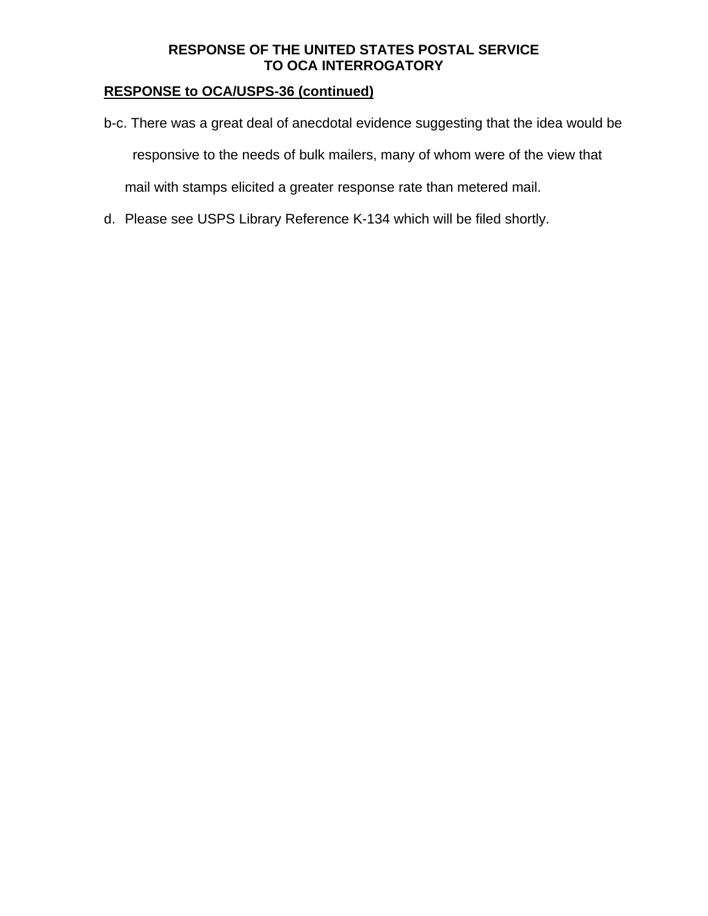**RESPONSE OF THE UNITED STATES POSTAL SERVICE TO OCA INTERROGATORY**

**RESPONSE to OCA/USPS-36 (continued)**

b-c. There was a great deal of anecdotal evidence suggesting that the idea would be responsive to the needs of bulk mailers, many of whom were of the view that mail with stamps elicited a greater response rate than metered mail.

d. Please see USPS Library Reference K-134 which will be filed shortly.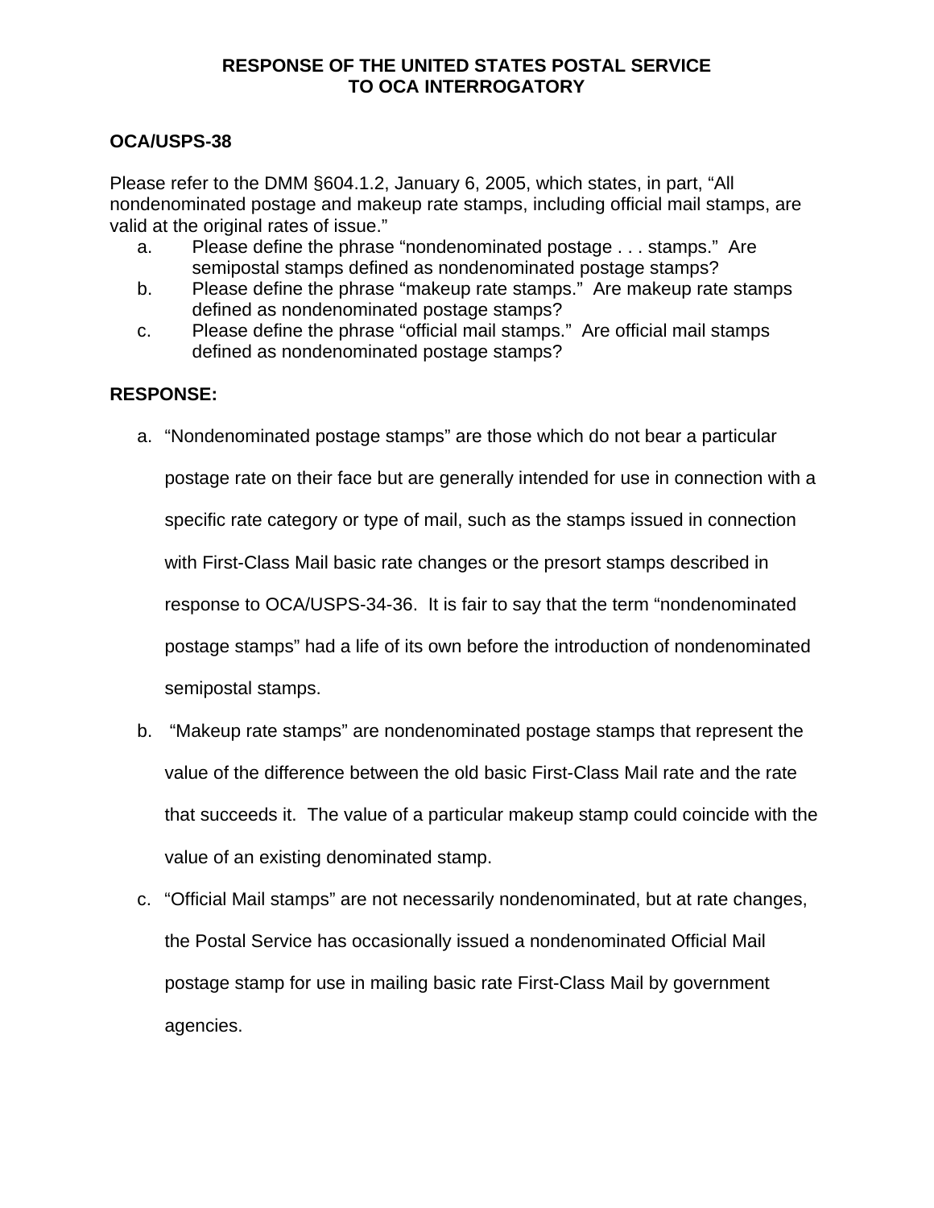# RESPONSE OF THE UNITED STATES POSTAL SERVICE TO OCA INTERROGATORY

**OCA/USPS-38**

Please refer to the DMM §604.1.2, January 6, 2005, which states, in part, "All nondenominated postage and makeup rate stamps, including official mail stamps, are valid at the original rates of issue."

a. Please define the phrase "nondenominated postage . . . stamps." Are semipostal stamps defined as nondenominated postage stamps?

b. Please define the phrase "makeup rate stamps." Are makeup rate stamps defined as nondenominated postage stamps?

c. Please define the phrase "official mail stamps." Are official mail stamps defined as nondenominated postage stamps?

**RESPONSE:**

a. "Nondenominated postage stamps" are those which do not bear a particular postage rate on their face but are generally intended for use in connection with a specific rate category or type of mail, such as the stamps issued in connection with First-Class Mail basic rate changes or the presort stamps described in response to OCA/USPS-34-36. It is fair to say that the term "nondenominated postage stamps" had a life of its own before the introduction of nondenominated semipostal stamps.

b. "Makeup rate stamps" are nondenominated postage stamps that represent the value of the difference between the old basic First-Class Mail rate and the rate that succeeds it. The value of a particular makeup stamp could coincide with the value of an existing denominated stamp.

c. "Official Mail stamps" are not necessarily nondenominated, but at rate changes, the Postal Service has occasionally issued a nondenominated Official Mail postage stamp for use in mailing basic rate First-Class Mail by government agencies.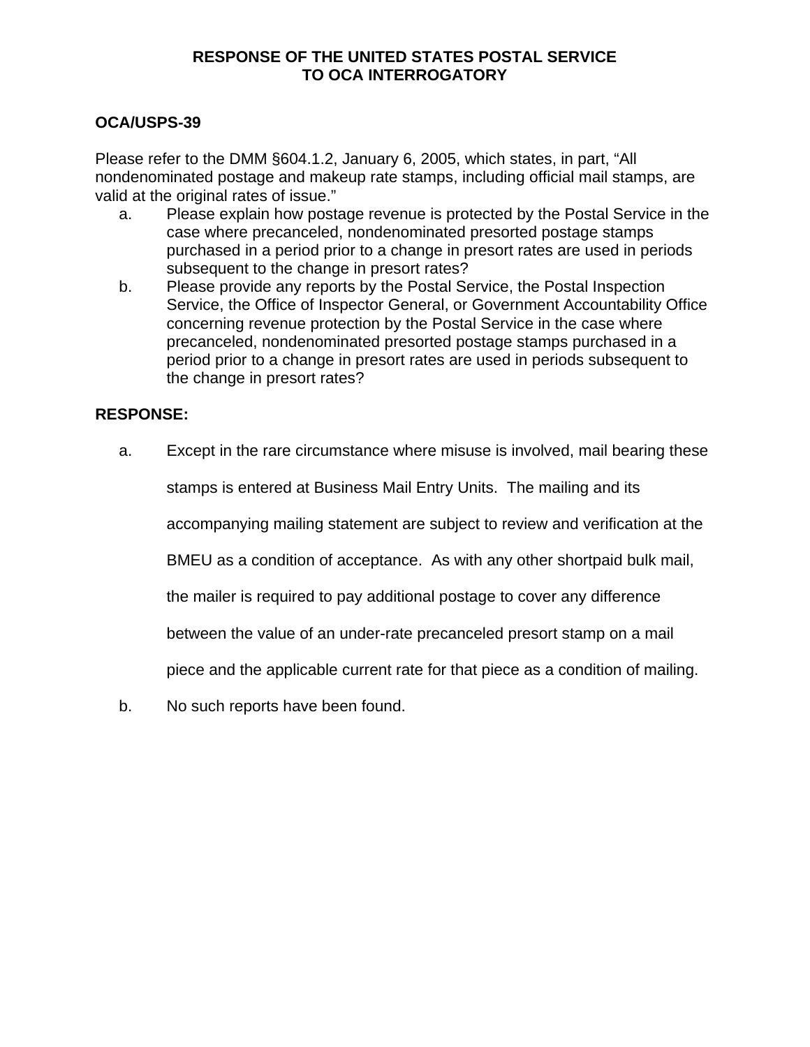**RESPONSE OF THE UNITED STATES POSTAL SERVICE**
**TO OCA INTERROGATORY**

**OCA/USPS-39**

Please refer to the DMM §604.1.2, January 6, 2005, which states, in part, "All nondenominated postage and makeup rate stamps, including official mail stamps, are valid at the original rates of issue."

a. Please explain how postage revenue is protected by the Postal Service in the case where precanceled, nondenominated presorted postage stamps purchased in a period prior to a change in presort rates are used in periods subsequent to the change in presort rates?

b. Please provide any reports by the Postal Service, the Postal Inspection Service, the Office of Inspector General, or Government Accountability Office concerning revenue protection by the Postal Service in the case where precanceled, nondenominated presorted postage stamps purchased in a period prior to a change in presort rates are used in periods subsequent to the change in presort rates?

**RESPONSE:**

a. Except in the rare circumstance where misuse is involved, mail bearing these stamps is entered at Business Mail Entry Units. The mailing and its accompanying mailing statement are subject to review and verification at the BMEU as a condition of acceptance. As with any other shortpaid bulk mail, the mailer is required to pay additional postage to cover any difference between the value of an under-rate precanceled presort stamp on a mail piece and the applicable current rate for that piece as a condition of mailing.

b. No such reports have been found.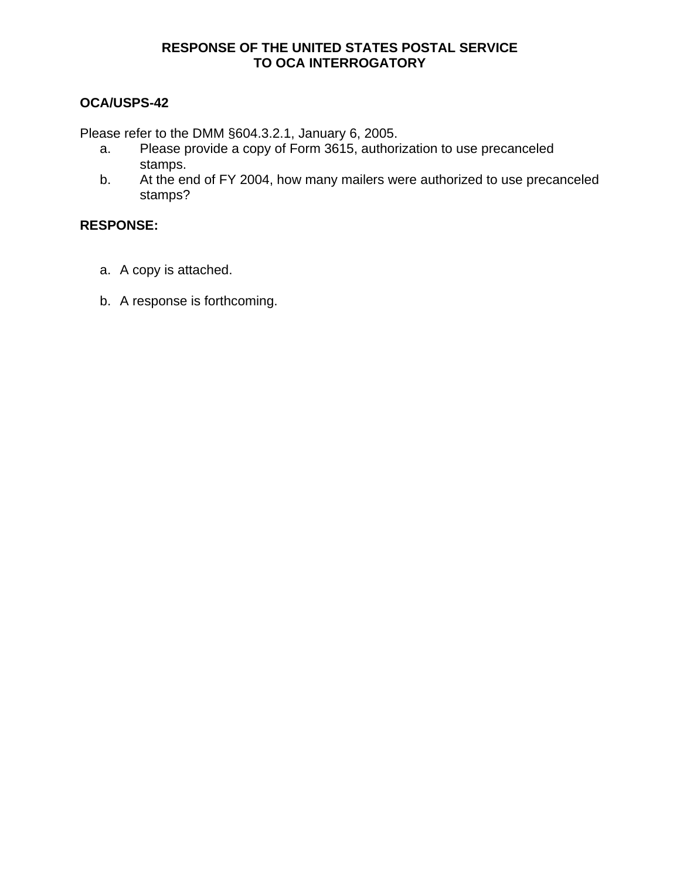**RESPONSE OF THE UNITED STATES POSTAL SERVICE**
**TO OCA INTERROGATORY**

**OCA/USPS-42**

Please refer to the DMM §604.3.2.1, January 6, 2005.

a. Please provide a copy of Form 3615, authorization to use precanceled stamps.
b. At the end of FY 2004, how many mailers were authorized to use precanceled stamps?

**RESPONSE:**

a. A copy is attached.

b. A response is forthcoming.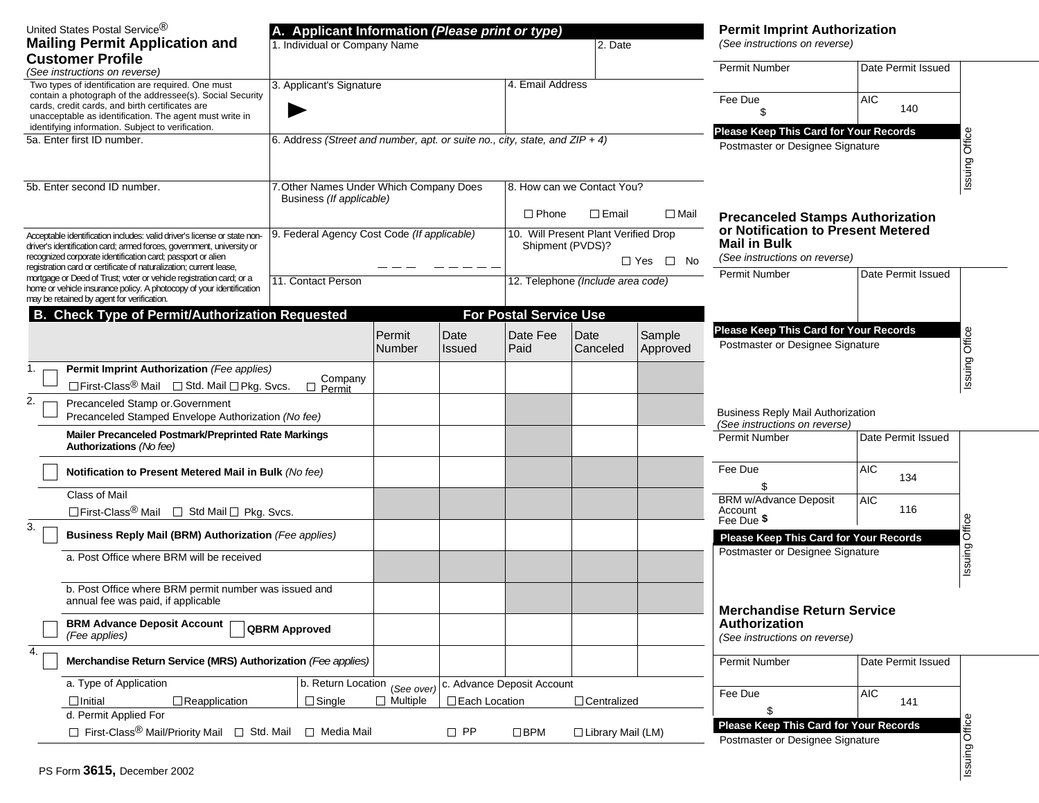United States Postal Service®

# Mailing Permit Application and Customer Profile

*(See instructions on reverse)*

Two types of identification are required. One must contain a photograph of the addressee(s). Social Security cards, credit cards, and birth certificates are unacceptable as identification. The agent must write in identifying information. Subject to verification.

5a. Enter first ID number.

5b. Enter second ID number.

Acceptable identification includes: valid driver's license or state non-driver's identification card; armed forces, government, university or recognized corporate identification card; passport or alien registration card or certificate of naturalization; current lease, mortgage or Deed of Trust; voter or vehicle registration card; or a home or vehicle insurance policy. A photocopy of your identification may be retained by agent for verification.

## A. Applicant Information *(Please print or type)*

| | |
|---|---|
| 1. Individual or Company Name | 2. Date |
| 3. Applicant's Signature ► | 4. Email Address |
| 6. Address *(Street and number, apt. or suite no., city, state, and ZIP + 4)* | |
| 7. Other Names Under Which Company Does Business *(If applicable)* | 8. How can we Contact You? ☐ Phone ☐ Email ☐ Mail |
| 9. Federal Agency Cost Code *(If applicable)* _ _ _ _ _ _ _ _ | 10. Will Present Plant Verified Drop Shipment (PVDS)? ☐ Yes ☐ No |
| 11. Contact Person | 12. Telephone *(Include area code)* |

## B. Check Type of Permit/Authorization Requested — For Postal Service Use

| | Permit Number | Date Issued | Date Fee Paid | Date Canceled | Sample Approved |
|---|---|---|---|---|---|
| 1. ☐ **Permit Imprint Authorization** *(Fee applies)* ☐ First-Class® Mail ☐ Std. Mail ☐ Pkg. Svcs. ☐ Company Permit | | | | | |
| 2. ☐ Precanceled Stamp or Government Precanceled Stamped Envelope Authorization *(No fee)* | | | | | |
| **Mailer Precanceled Postmark/Preprinted Rate Markings Authorizations** *(No fee)* | | | | | |
| ☐ **Notification to Present Metered Mail in Bulk** *(No fee)* | | | | | |
| Class of Mail ☐ First-Class® Mail ☐ Std Mail ☐ Pkg. Svcs. | | | | | |
| 3. ☐ **Business Reply Mail (BRM) Authorization** *(Fee applies)* | | | | | |
| a. Post Office where BRM will be received | | | | | |
| b. Post Office where BRM permit number was issued and annual fee was paid, if applicable | | | | | |
| ☐ **BRM Advance Deposit Account** *(Fee applies)* ☐ **QBRM Approved** | | | | | |
| 4. ☐ **Merchandise Return Service (MRS) Authorization** *(Fee applies)* | | | | | |

a. Type of Application: ☐ Initial ☐ Reapplication

b. Return Location *(See over)*: ☐ Single ☐ Multiple

c. Advance Deposit Account: ☐ Each Location ☐ Centralized

d. Permit Applied For: ☐ First-Class® Mail/Priority Mail ☐ Std. Mail ☐ Media Mail ☐ PP ☐ BPM ☐ Library Mail (LM)

PS Form **3615,** December 2002

### Permit Imprint Authorization

*(See instructions on reverse)*

| Permit Number | Date Permit Issued |
|---|---|
| | |
| Fee Due $ | AIC 140 |

**Please Keep This Card for Your Records**

Postmaster or Designee Signature

Issuing Office

### Precanceled Stamps Authorization or Notification to Present Metered Mail in Bulk

*(See instructions on reverse)*

| Permit Number | Date Permit Issued |
|---|---|
| | |

**Please Keep This Card for Your Records**

Postmaster or Designee Signature

Issuing Office

### Business Reply Mail Authorization

*(See instructions on reverse)*

| Permit Number | Date Permit Issued |
|---|---|
| | |
| Fee Due $ | AIC 134 |
| BRM w/Advance Deposit Account Fee Due $ | AIC 116 |

**Please Keep This Card for Your Records**

Postmaster or Designee Signature

Issuing Office

### Merchandise Return Service Authorization

*(See instructions on reverse)*

| Permit Number | Date Permit Issued |
|---|---|
| | |
| Fee Due $ | AIC 141 |

**Please Keep This Card for Your Records**

Postmaster or Designee Signature

Issuing Office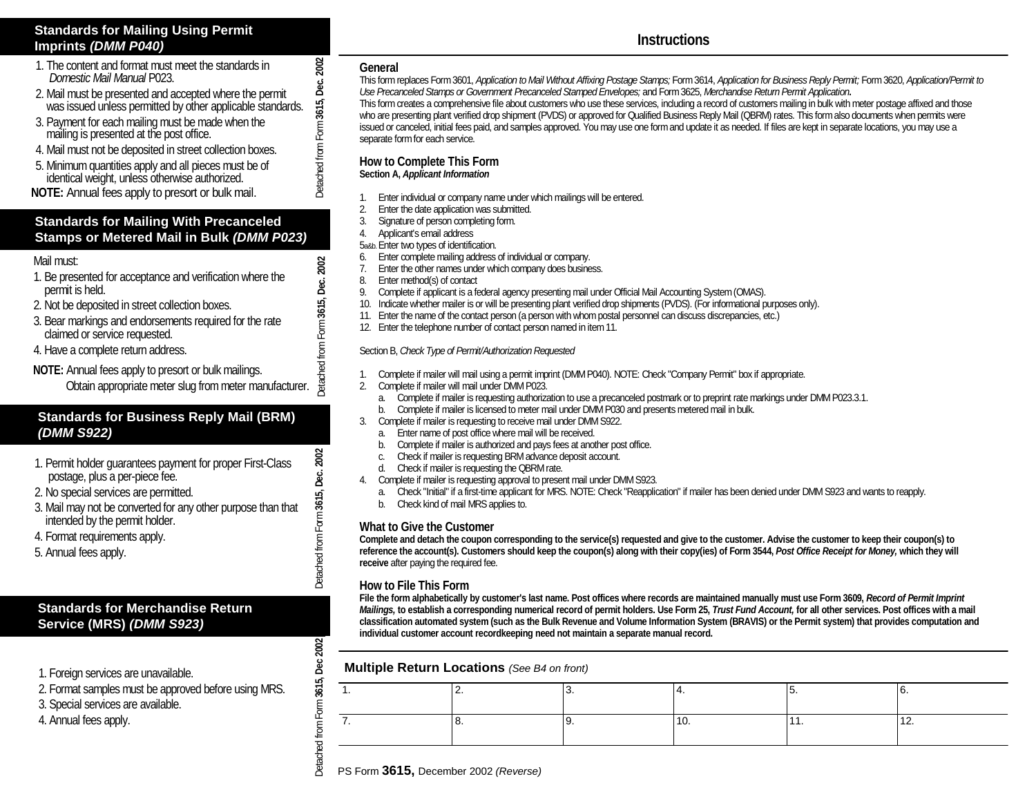## Standards for Mailing Using Permit Imprints *(DMM P040)*

1. The content and format must meet the standards in *Domestic Mail Manual* P023.
2. Mail must be presented and accepted where the permit was issued unless permitted by other applicable standards.
3. Payment for each mailing must be made when the mailing is presented at the post office.
4. Mail must not be deposited in street collection boxes.
5. Minimum quantities apply and all pieces must be of identical weight, unless otherwise authorized.

**NOTE:** Annual fees apply to presort or bulk mail.

Detached from Form **3615, Dec. 2002**

## Standards for Mailing With Precanceled Stamps or Metered Mail in Bulk *(DMM P023)*

Mail must:

1. Be presented for acceptance and verification where the permit is held.
2. Not be deposited in street collection boxes.
3. Bear markings and endorsements required for the rate claimed or service requested.
4. Have a complete return address.

**NOTE:** Annual fees apply to presort or bulk mailings.
Obtain appropriate meter slug from meter manufacturer.

Detached from Form **3615, Dec. 2002**

## Standards for Business Reply Mail (BRM) *(DMM S922)*

1. Permit holder guarantees payment for proper First-Class postage, plus a per-piece fee.
2. No special services are permitted.
3. Mail may not be converted for any other purpose than that intended by the permit holder.
4. Format requirements apply.
5. Annual fees apply.

Detached from Form **3615, Dec. 2002**

## Standards for Merchandise Return Service (MRS) *(DMM S923)*

1. Foreign services are unavailable.
2. Format samples must be approved before using MRS.
3. Special services are available.
4. Annual fees apply.

Detached from Form **3615, Dec 2002**

# Instructions

### General

This form replaces Form 3601, *Application to Mail Without Affixing Postage Stamps;* Form 3614, *Application for Business Reply Permit;* Form 3620, *Application/Permit to Use Precanceled Stamps or Government Precanceled Stamped Envelopes;* and Form 3625, *Merchandise Return Permit Application***.**

This form creates a comprehensive file about customers who use these services, including a record of customers mailing in bulk with meter postage affixed and those who are presenting plant verified drop shipment (PVDS) or approved for Qualified Business Reply Mail (QBRM) rates. This form also documents when permits were issued or canceled, initial fees paid, and samples approved. You may use one form and update it as needed. If files are kept in separate locations, you may use a separate form for each service.

### How to Complete This Form

**Section A, *Applicant Information***

1. Enter individual or company name under which mailings will be entered.
2. Enter the date application was submitted.
3. Signature of person completing form.
4. Applicant's email address
5a&b. Enter two types of identification.
6. Enter complete mailing address of individual or company.
7. Enter the other names under which company does business.
8. Enter method(s) of contact
9. Complete if applicant is a federal agency presenting mail under Official Mail Accounting System (OMAS).
10. Indicate whether mailer is or will be presenting plant verified drop shipments (PVDS). (For informational purposes only).
11. Enter the name of the contact person (a person with whom postal personnel can discuss discrepancies, etc.)
12. Enter the telephone number of contact person named in item 11.

Section B, *Check Type of Permit/Authorization Requested*

1. Complete if mailer will mail using a permit imprint (DMM P040). NOTE: Check "Company Permit" box if appropriate.
2. Complete if mailer will mail under DMM P023.
   a. Complete if mailer is requesting authorization to use a precanceled postmark or to preprint rate markings under DMM P023.3.1.
   b. Complete if mailer is licensed to meter mail under DMM P030 and presents metered mail in bulk.
3. Complete if mailer is requesting to receive mail under DMM S922.
   a. Enter name of post office where mail will be received.
   b. Complete if mailer is authorized and pays fees at another post office.
   c. Check if mailer is requesting BRM advance deposit account.
   d. Check if mailer is requesting the QBRM rate.
4. Complete if mailer is requesting approval to present mail under DMM S923.
   a. Check "Initial" if a first-time applicant for MRS. NOTE: Check "Reapplication" if mailer has been denied under DMM S923 and wants to reapply.
   b. Check kind of mail MRS applies to.

### What to Give the Customer

**Complete and detach the coupon corresponding to the service(s) requested and give to the customer. Advise the customer to keep their coupon(s) to reference the account(s). Customers should keep the coupon(s) along with their copy(ies) of Form 3544, *Post Office Receipt for Money,* which they will receive** after paying the required fee.

### How to File This Form

**File the form alphabetically by customer's last name. Post offices where records are maintained manually must use Form 3609, *Record of Permit Imprint Mailings,* to establish a corresponding numerical record of permit holders. Use Form 25, *Trust Fund Account,* for all other services. Post offices with a mail classification automated system (such as the Bulk Revenue and Volume Information System (BRAVIS) or the Permit system) that provides computation and individual customer account recordkeeping need not maintain a separate manual record.**

**Multiple Return Locations** *(See B4 on front)*

| | | | | | |
|---|---|---|---|---|---|
| 1. | 2. | 3. | 4. | 5. | 6. |
| 7. | 8. | 9. | 10. | 11. | 12. |

PS Form **3615,** December 2002 *(Reverse)*